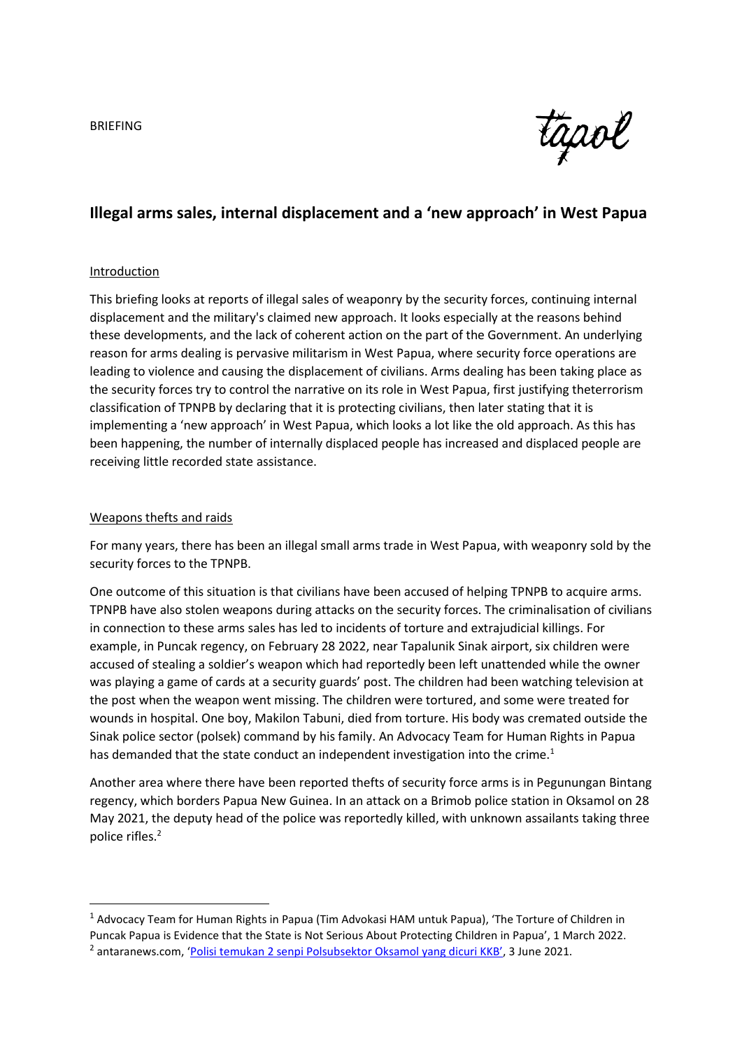BRIEFING

tapol

# Illegal arms sales, internal displacement and a 'new approach' in West Papua

## Introduction

This briefing looks at reports of illegal sales of weaponry by the security forces, continuing internal displacement and the military's claimed new approach. It looks especially at the reasons behind these developments, and the lack of coherent action on the part of the Government. An underlying reason for arms dealing is pervasive militarism in West Papua, where security force operations are leading to violence and causing the displacement of civilians. Arms dealing has been taking place as the security forces try to control the narrative on its role in West Papua, first justifying theterrorism classification of TPNPB by declaring that it is protecting civilians, then later stating that it is implementing a 'new approach' in West Papua, which looks a lot like the old approach. As this has been happening, the number of internally displaced people has increased and displaced people are receiving little recorded state assistance.

## Weapons thefts and raids

For many years, there has been an illegal small arms trade in West Papua, with weaponry sold by the security forces to the TPNPB.

One outcome of this situation is that civilians have been accused of helping TPNPB to acquire arms. TPNPB have also stolen weapons during attacks on the security forces. The criminalisation of civilians in connection to these arms sales has led to incidents of torture and extrajudicial killings. For example, in Puncak regency, on February 28 2022, near Tapalunik Sinak airport, six children were accused of stealing a soldier's weapon which had reportedly been left unattended while the owner was playing a game of cards at a security guards' post. The children had been watching television at the post when the weapon went missing. The children were tortured, and some were treated for wounds in hospital. One boy, Makilon Tabuni, died from torture. His body was cremated outside the Sinak police sector (polsek) command by his family. An Advocacy Team for Human Rights in Papua has demanded that the state conduct an independent investigation into the crime.[1]

Another area where there have been reported thefts of security force arms is in Pegunungan Bintang regency, which borders Papua New Guinea. In an attack on a Brimob police station in Oksamol on 28 May 2021, the deputy head of the police was reportedly killed, with unknown assailants taking three police rifles.[2]

---

[1] Advocacy Team for Human Rights in Papua (Tim Advokasi HAM untuk Papua), 'The Torture of Children in Puncak Papua is Evidence that the State is Not Serious About Protecting Children in Papua', 1 March 2022.

[2] antaranews.com, 'Polisi temukan 2 senpi Polsubsektor Oksamol yang dicuri KKB', 3 June 2021.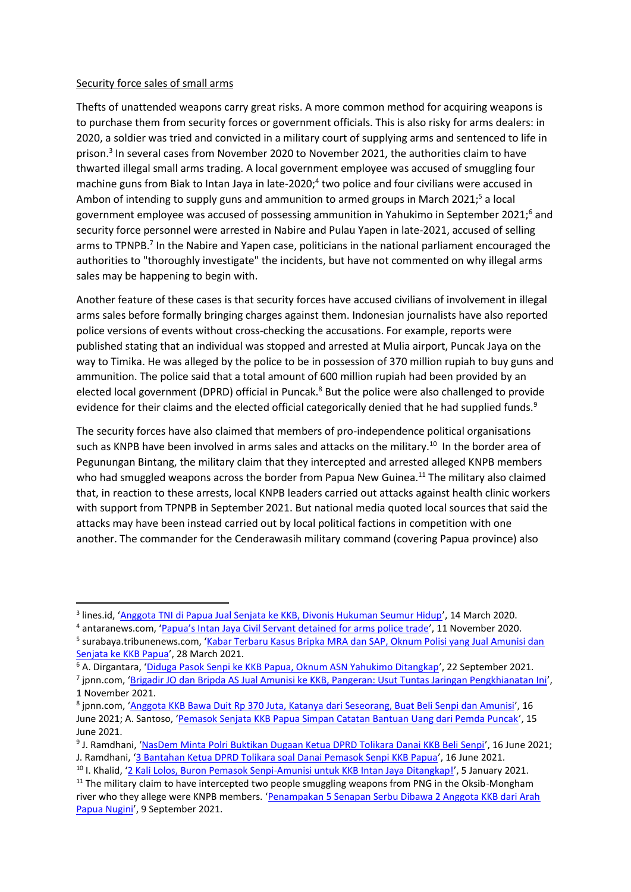Security force sales of small arms

Thefts of unattended weapons carry great risks. A more common method for acquiring weapons is to purchase them from security forces or government officials. This is also risky for arms dealers: in 2020, a soldier was tried and convicted in a military court of supplying arms and sentenced to life in prison.[3] In several cases from November 2020 to November 2021, the authorities claim to have thwarted illegal small arms trading. A local government employee was accused of smuggling four machine guns from Biak to Intan Jaya in late-2020;[4] two police and four civilians were accused in Ambon of intending to supply guns and ammunition to armed groups in March 2021;[5] a local government employee was accused of possessing ammunition in Yahukimo in September 2021;[6] and security force personnel were arrested in Nabire and Pulau Yapen in late-2021, accused of selling arms to TPNPB.[7] In the Nabire and Yapen case, politicians in the national parliament encouraged the authorities to "thoroughly investigate" the incidents, but have not commented on why illegal arms sales may be happening to begin with.

Another feature of these cases is that security forces have accused civilians of involvement in illegal arms sales before formally bringing charges against them. Indonesian journalists have also reported police versions of events without cross-checking the accusations. For example, reports were published stating that an individual was stopped and arrested at Mulia airport, Puncak Jaya on the way to Timika. He was alleged by the police to be in possession of 370 million rupiah to buy guns and ammunition. The police said that a total amount of 600 million rupiah had been provided by an elected local government (DPRD) official in Puncak.[8] But the police were also challenged to provide evidence for their claims and the elected official categorically denied that he had supplied funds.[9]

The security forces have also claimed that members of pro-independence political organisations such as KNPB have been involved in arms sales and attacks on the military.[10] In the border area of Pegunungan Bintang, the military claim that they intercepted and arrested alleged KNPB members who had smuggled weapons across the border from Papua New Guinea.[11] The military also claimed that, in reaction to these arrests, local KNPB leaders carried out attacks against health clinic workers with support from TPNPB in September 2021. But national media quoted local sources that said the attacks may have been instead carried out by local political factions in competition with one another. The commander for the Cenderawasih military command (covering Papua province) also

---

[3] lines.id, 'Anggota TNI di Papua Jual Senjata ke KKB, Divonis Hukuman Seumur Hidup', 14 March 2020.

[4] antaranews.com, 'Papua's Intan Jaya Civil Servant detained for arms police trade', 11 November 2020.

[5] surabaya.tribunenews.com, 'Kabar Terbaru Kasus Bripka MRA dan SAP, Oknum Polisi yang Jual Amunisi dan Senjata ke KKB Papua', 28 March 2021.

[6] A. Dirgantara, 'Diduga Pasok Senpi ke KKB Papua, Oknum ASN Yahukimo Ditangkap', 22 September 2021.

[7] jpnn.com, 'Brigadir JO dan Bripda AS Jual Amunisi ke KKB, Pangeran: Usut Tuntas Jaringan Pengkhianatan Ini', 1 November 2021.

[8] jpnn.com, 'Anggota KKB Bawa Duit Rp 370 Juta, Katanya dari Seseorang, Buat Beli Senpi dan Amunisi', 16 June 2021; A. Santoso, 'Pemasok Senjata KKB Papua Simpan Catatan Bantuan Uang dari Pemda Puncak', 15 June 2021.

[9] J. Ramdhani, 'NasDem Minta Polri Buktikan Dugaan Ketua DPRD Tolikara Danai KKB Beli Senpi', 16 June 2021; J. Ramdhani, '3 Bantahan Ketua DPRD Tolikara soal Danai Pemasok Senpi KKB Papua', 16 June 2021.

[10] I. Khalid, '2 Kali Lolos, Buron Pemasok Senpi-Amunisi untuk KKB Intan Jaya Ditangkap!', 5 January 2021.

[11] The military claim to have intercepted two people smuggling weapons from PNG in the Oksib-Mongham river who they allege were KNPB members. 'Penampakan 5 Senapan Serbu Dibawa 2 Anggota KKB dari Arah Papua Nugini', 9 September 2021.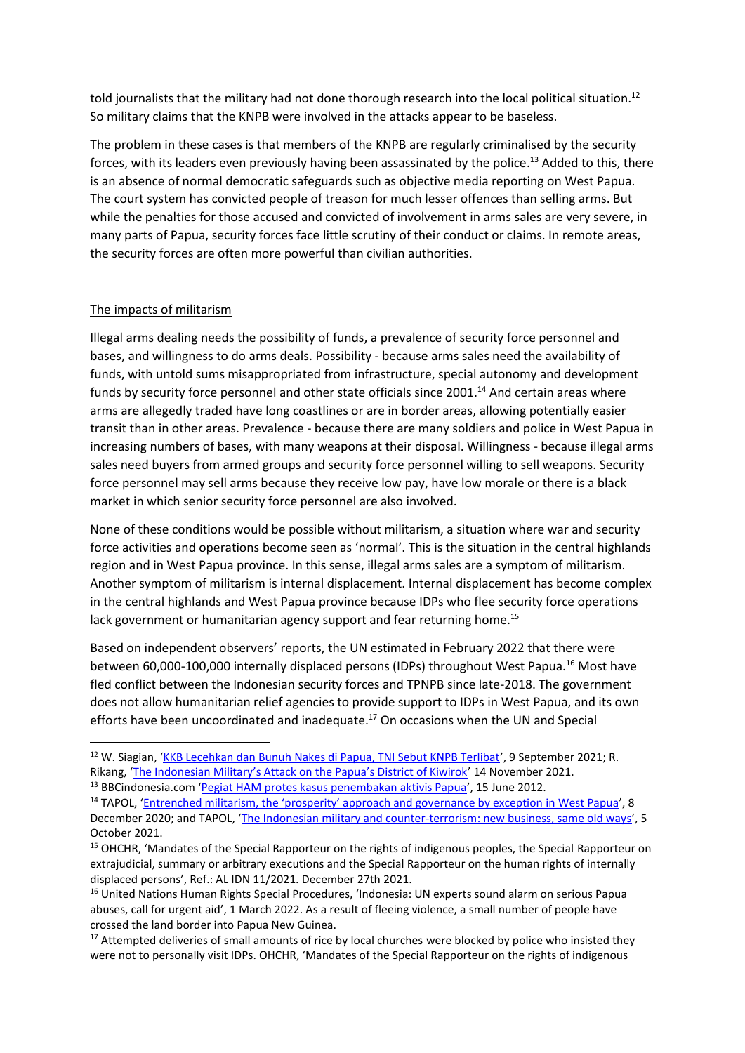told journalists that the military had not done thorough research into the local political situation.[12] So military claims that the KNPB were involved in the attacks appear to be baseless.

The problem in these cases is that members of the KNPB are regularly criminalised by the security forces, with its leaders even previously having been assassinated by the police.[13] Added to this, there is an absence of normal democratic safeguards such as objective media reporting on West Papua. The court system has convicted people of treason for much lesser offences than selling arms. But while the penalties for those accused and convicted of involvement in arms sales are very severe, in many parts of Papua, security forces face little scrutiny of their conduct or claims. In remote areas, the security forces are often more powerful than civilian authorities.

## The impacts of militarism

Illegal arms dealing needs the possibility of funds, a prevalence of security force personnel and bases, and willingness to do arms deals. Possibility - because arms sales need the availability of funds, with untold sums misappropriated from infrastructure, special autonomy and development funds by security force personnel and other state officials since 2001.[14] And certain areas where arms are allegedly traded have long coastlines or are in border areas, allowing potentially easier transit than in other areas. Prevalence - because there are many soldiers and police in West Papua in increasing numbers of bases, with many weapons at their disposal. Willingness - because illegal arms sales need buyers from armed groups and security force personnel willing to sell weapons. Security force personnel may sell arms because they receive low pay, have low morale or there is a black market in which senior security force personnel are also involved.

None of these conditions would be possible without militarism, a situation where war and security force activities and operations become seen as 'normal'. This is the situation in the central highlands region and in West Papua province. In this sense, illegal arms sales are a symptom of militarism. Another symptom of militarism is internal displacement. Internal displacement has become complex in the central highlands and West Papua province because IDPs who flee security force operations lack government or humanitarian agency support and fear returning home.[15]

Based on independent observers' reports, the UN estimated in February 2022 that there were between 60,000-100,000 internally displaced persons (IDPs) throughout West Papua.[16] Most have fled conflict between the Indonesian security forces and TPNPB since late-2018. The government does not allow humanitarian relief agencies to provide support to IDPs in West Papua, and its own efforts have been uncoordinated and inadequate.[17] On occasions when the UN and Special

---

[12] W. Siagian, 'KKB Lecehkan dan Bunuh Nakes di Papua, TNI Sebut KNPB Terlibat', 9 September 2021; R. Rikang, 'The Indonesian Military's Attack on the Papua's District of Kiwirok' 14 November 2021.

[13] BBCindonesia.com 'Pegiat HAM protes kasus penembakan aktivis Papua', 15 June 2012.

[14] TAPOL, 'Entrenched militarism, the 'prosperity' approach and governance by exception in West Papua', 8 December 2020; and TAPOL, 'The Indonesian military and counter-terrorism: new business, same old ways', 5 October 2021.

[15] OHCHR, 'Mandates of the Special Rapporteur on the rights of indigenous peoples, the Special Rapporteur on extrajudicial, summary or arbitrary executions and the Special Rapporteur on the human rights of internally displaced persons', Ref.: AL IDN 11/2021. December 27th 2021.

[16] United Nations Human Rights Special Procedures, 'Indonesia: UN experts sound alarm on serious Papua abuses, call for urgent aid', 1 March 2022. As a result of fleeing violence, a small number of people have crossed the land border into Papua New Guinea.

[17] Attempted deliveries of small amounts of rice by local churches were blocked by police who insisted they were not to personally visit IDPs. OHCHR, 'Mandates of the Special Rapporteur on the rights of indigenous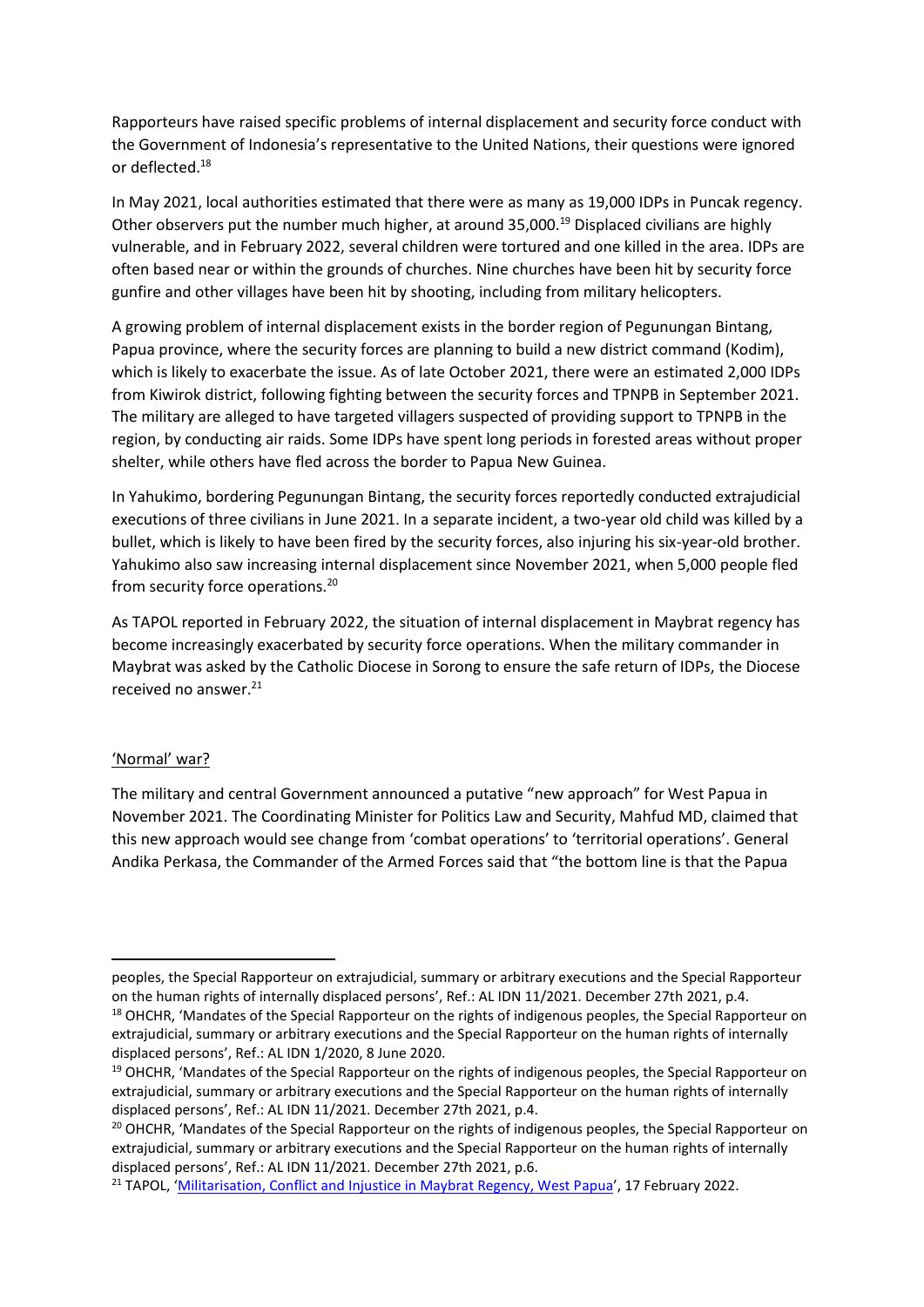Rapporteurs have raised specific problems of internal displacement and security force conduct with the Government of Indonesia's representative to the United Nations, their questions were ignored or deflected.[18]

In May 2021, local authorities estimated that there were as many as 19,000 IDPs in Puncak regency. Other observers put the number much higher, at around 35,000.[19] Displaced civilians are highly vulnerable, and in February 2022, several children were tortured and one killed in the area. IDPs are often based near or within the grounds of churches. Nine churches have been hit by security force gunfire and other villages have been hit by shooting, including from military helicopters.

A growing problem of internal displacement exists in the border region of Pegunungan Bintang, Papua province, where the security forces are planning to build a new district command (Kodim), which is likely to exacerbate the issue. As of late October 2021, there were an estimated 2,000 IDPs from Kiwirok district, following fighting between the security forces and TPNPB in September 2021. The military are alleged to have targeted villagers suspected of providing support to TPNPB in the region, by conducting air raids. Some IDPs have spent long periods in forested areas without proper shelter, while others have fled across the border to Papua New Guinea.

In Yahukimo, bordering Pegunungan Bintang, the security forces reportedly conducted extrajudicial executions of three civilians in June 2021. In a separate incident, a two-year old child was killed by a bullet, which is likely to have been fired by the security forces, also injuring his six-year-old brother. Yahukimo also saw increasing internal displacement since November 2021, when 5,000 people fled from security force operations.[20]

As TAPOL reported in February 2022, the situation of internal displacement in Maybrat regency has become increasingly exacerbated by security force operations. When the military commander in Maybrat was asked by the Catholic Diocese in Sorong to ensure the safe return of IDPs, the Diocese received no answer.[21]

## 'Normal' war?

The military and central Government announced a putative "new approach" for West Papua in November 2021. The Coordinating Minister for Politics Law and Security, Mahfud MD, claimed that this new approach would see change from 'combat operations' to 'territorial operations'. General Andika Perkasa, the Commander of the Armed Forces said that "the bottom line is that the Papua

---

peoples, the Special Rapporteur on extrajudicial, summary or arbitrary executions and the Special Rapporteur on the human rights of internally displaced persons', Ref.: AL IDN 11/2021. December 27th 2021, p.4.

[18] OHCHR, 'Mandates of the Special Rapporteur on the rights of indigenous peoples, the Special Rapporteur on extrajudicial, summary or arbitrary executions and the Special Rapporteur on the human rights of internally displaced persons', Ref.: AL IDN 1/2020, 8 June 2020.

[19] OHCHR, 'Mandates of the Special Rapporteur on the rights of indigenous peoples, the Special Rapporteur on extrajudicial, summary or arbitrary executions and the Special Rapporteur on the human rights of internally displaced persons', Ref.: AL IDN 11/2021. December 27th 2021, p.4.

[20] OHCHR, 'Mandates of the Special Rapporteur on the rights of indigenous peoples, the Special Rapporteur on extrajudicial, summary or arbitrary executions and the Special Rapporteur on the human rights of internally displaced persons', Ref.: AL IDN 11/2021. December 27th 2021, p.6.

[21] TAPOL, 'Militarisation, Conflict and Injustice in Maybrat Regency, West Papua', 17 February 2022.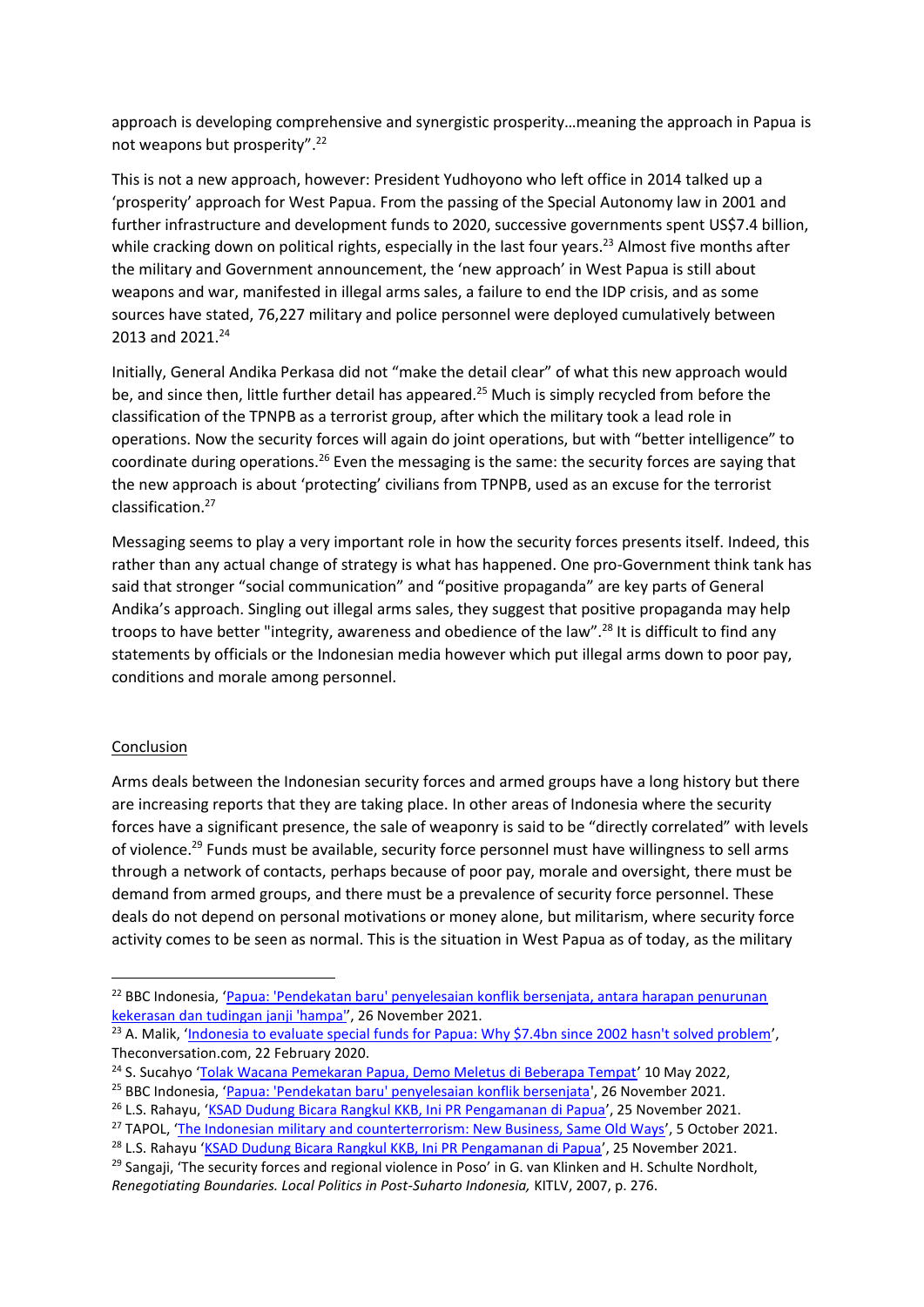approach is developing comprehensive and synergistic prosperity…meaning the approach in Papua is not weapons but prosperity".[22]

This is not a new approach, however: President Yudhoyono who left office in 2014 talked up a 'prosperity' approach for West Papua. From the passing of the Special Autonomy law in 2001 and further infrastructure and development funds to 2020, successive governments spent US$7.4 billion, while cracking down on political rights, especially in the last four years.[23] Almost five months after the military and Government announcement, the 'new approach' in West Papua is still about weapons and war, manifested in illegal arms sales, a failure to end the IDP crisis, and as some sources have stated, 76,227 military and police personnel were deployed cumulatively between 2013 and 2021.[24]

Initially, General Andika Perkasa did not "make the detail clear" of what this new approach would be, and since then, little further detail has appeared.[25] Much is simply recycled from before the classification of the TPNPB as a terrorist group, after which the military took a lead role in operations. Now the security forces will again do joint operations, but with "better intelligence" to coordinate during operations.[26] Even the messaging is the same: the security forces are saying that the new approach is about 'protecting' civilians from TPNPB, used as an excuse for the terrorist classification.[27]

Messaging seems to play a very important role in how the security forces presents itself. Indeed, this rather than any actual change of strategy is what has happened. One pro-Government think tank has said that stronger "social communication" and "positive propaganda" are key parts of General Andika's approach. Singling out illegal arms sales, they suggest that positive propaganda may help troops to have better "integrity, awareness and obedience of the law".[28] It is difficult to find any statements by officials or the Indonesian media however which put illegal arms down to poor pay, conditions and morale among personnel.

## Conclusion

Arms deals between the Indonesian security forces and armed groups have a long history but there are increasing reports that they are taking place. In other areas of Indonesia where the security forces have a significant presence, the sale of weaponry is said to be "directly correlated" with levels of violence.[29] Funds must be available, security force personnel must have willingness to sell arms through a network of contacts, perhaps because of poor pay, morale and oversight, there must be demand from armed groups, and there must be a prevalence of security force personnel. These deals do not depend on personal motivations or money alone, but militarism, where security force activity comes to be seen as normal. This is the situation in West Papua as of today, as the military

---

[22] BBC Indonesia, 'Papua: 'Pendekatan baru' penyelesaian konflik bersenjata, antara harapan penurunan kekerasan dan tudingan janji 'hampa'', 26 November 2021.

[23] A. Malik, 'Indonesia to evaluate special funds for Papua: Why $7.4bn since 2002 hasn't solved problem', Theconversation.com, 22 February 2020.

[24] S. Sucahyo 'Tolak Wacana Pemekaran Papua, Demo Meletus di Beberapa Tempat' 10 May 2022,

[25] BBC Indonesia, 'Papua: 'Pendekatan baru' penyelesaian konflik bersenjata', 26 November 2021.

[26] L.S. Rahayu, 'KSAD Dudung Bicara Rangkul KKB, Ini PR Pengamanan di Papua', 25 November 2021.

[27] TAPOL, 'The Indonesian military and counterterrorism: New Business, Same Old Ways', 5 October 2021.

[28] L.S. Rahayu 'KSAD Dudung Bicara Rangkul KKB, Ini PR Pengamanan di Papua', 25 November 2021.

[29] Sangaji, 'The security forces and regional violence in Poso' in G. van Klinken and H. Schulte Nordholt, *Renegotiating Boundaries. Local Politics in Post-Suharto Indonesia,* KITLV, 2007, p. 276.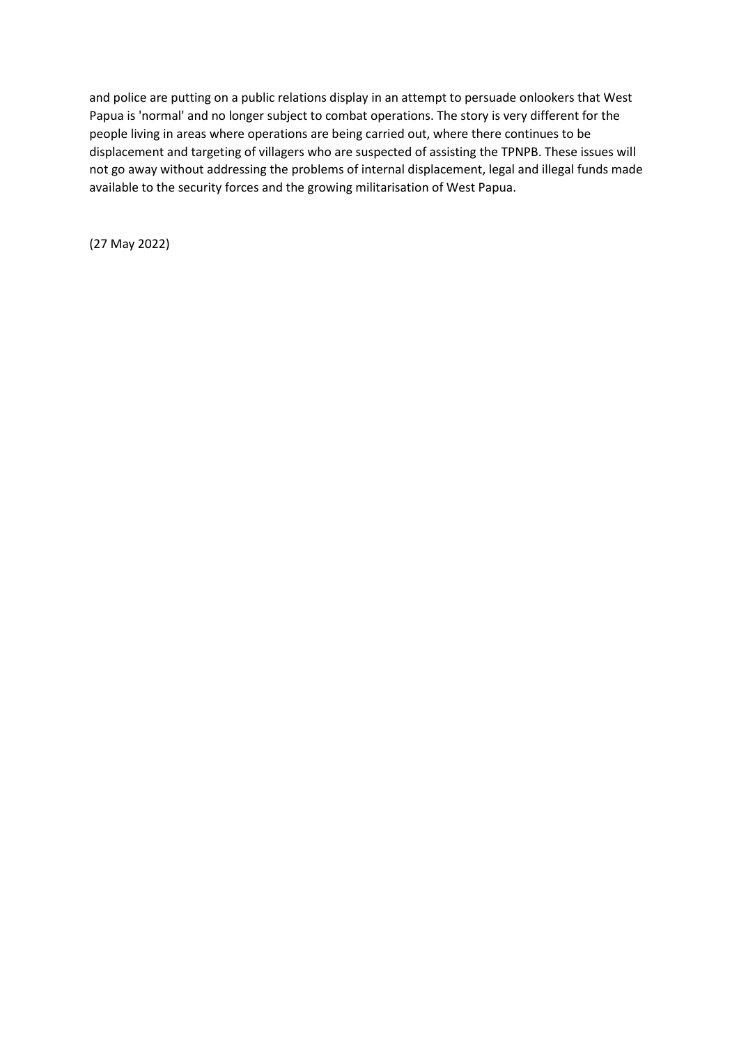and police are putting on a public relations display in an attempt to persuade onlookers that West Papua is 'normal' and no longer subject to combat operations. The story is very different for the people living in areas where operations are being carried out, where there continues to be displacement and targeting of villagers who are suspected of assisting the TPNPB. These issues will not go away without addressing the problems of internal displacement, legal and illegal funds made available to the security forces and the growing militarisation of West Papua.

(27 May 2022)